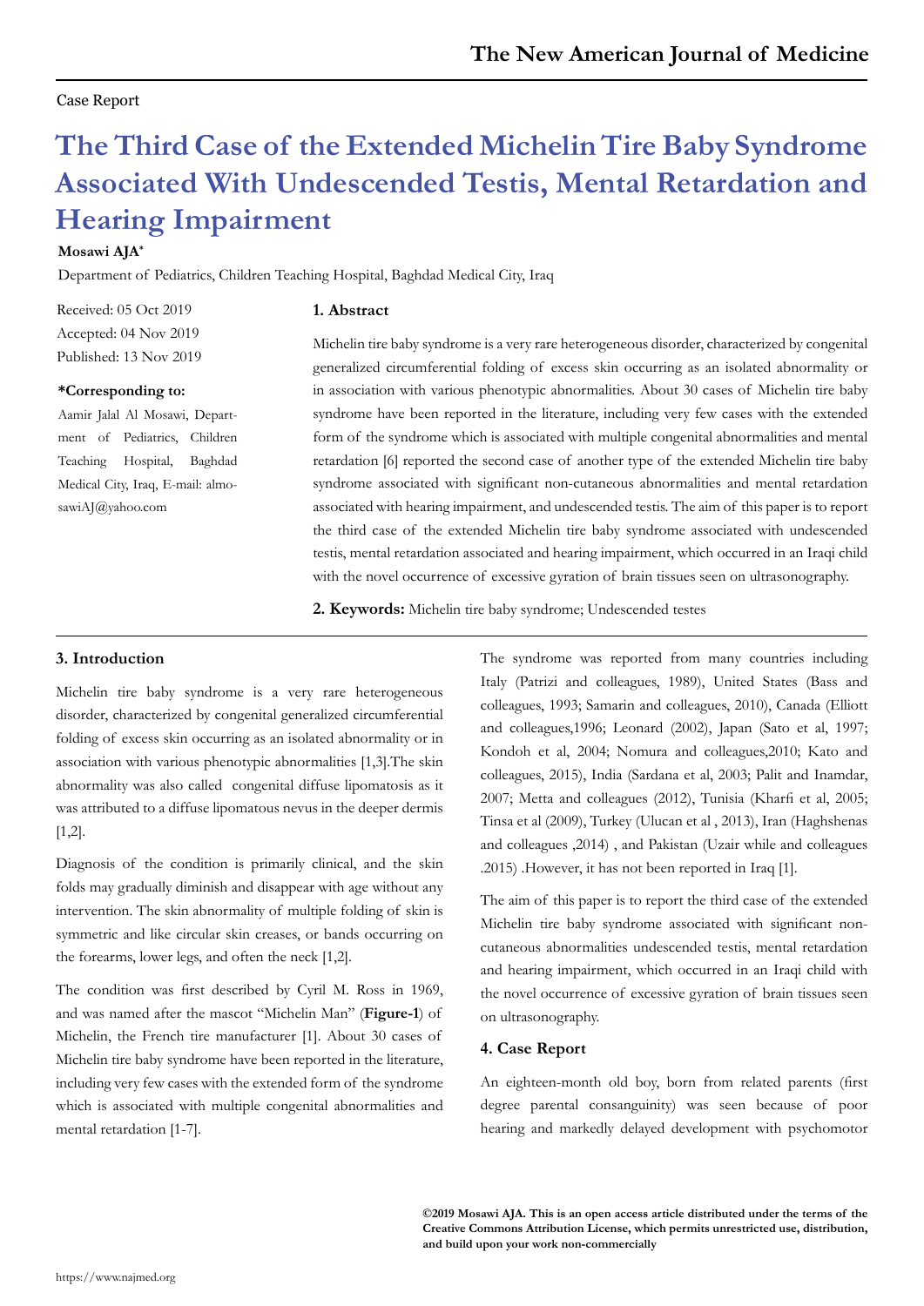Case Report

# The Third Case of the Extended Michelin Tire Baby Syndrome Associated With Undescended Testis, Mental Retardation and Hearing Impairment

**Mosawi AJA***

Department of Pediatrics, Children Teaching Hospital, Baghdad Medical City, Iraq

Received: 05 Oct 2019
Accepted: 04 Nov 2019
Published: 13 Nov 2019

**\*Corresponding to:**

Aamir Jalal Al Mosawi, Department of Pediatrics, Children Teaching Hospital, Baghdad Medical City, Iraq, E-mail: almosawiAJ@yahoo.com

## 1. Abstract

Michelin tire baby syndrome is a very rare heterogeneous disorder, characterized by congenital generalized circumferential folding of excess skin occurring as an isolated abnormality or in association with various phenotypic abnormalities. About 30 cases of Michelin tire baby syndrome have been reported in the literature, including very few cases with the extended form of the syndrome which is associated with multiple congenital abnormalities and mental retardation [6] reported the second case of another type of the extended Michelin tire baby syndrome associated with significant non-cutaneous abnormalities and mental retardation associated with hearing impairment, and undescended testis. The aim of this paper is to report the third case of the extended Michelin tire baby syndrome associated with undescended testis, mental retardation associated and hearing impairment, which occurred in an Iraqi child with the novel occurrence of excessive gyration of brain tissues seen on ultrasonography.

**2. Keywords:** Michelin tire baby syndrome; Undescended testes

## 3. Introduction

Michelin tire baby syndrome is a very rare heterogeneous disorder, characterized by congenital generalized circumferential folding of excess skin occurring as an isolated abnormality or in association with various phenotypic abnormalities [1,3].The skin abnormality was also called congenital diffuse lipomatosis as it was attributed to a diffuse lipomatous nevus in the deeper dermis [1,2].

Diagnosis of the condition is primarily clinical, and the skin folds may gradually diminish and disappear with age without any intervention. The skin abnormality of multiple folding of skin is symmetric and like circular skin creases, or bands occurring on the forearms, lower legs, and often the neck [1,2].

The condition was first described by Cyril M. Ross in 1969, and was named after the mascot "Michelin Man" (**Figure-1**) of Michelin, the French tire manufacturer [1]. About 30 cases of Michelin tire baby syndrome have been reported in the literature, including very few cases with the extended form of the syndrome which is associated with multiple congenital abnormalities and mental retardation [1-7].

The syndrome was reported from many countries including Italy (Patrizi and colleagues, 1989), United States (Bass and colleagues, 1993; Samarin and colleagues, 2010), Canada (Elliott and colleagues,1996; Leonard (2002), Japan (Sato et al, 1997; Kondoh et al, 2004; Nomura and colleagues,2010; Kato and colleagues, 2015), India (Sardana et al, 2003; Palit and Inamdar, 2007; Metta and colleagues (2012), Tunisia (Kharfi et al, 2005; Tinsa et al (2009), Turkey (Ulucan et al , 2013), Iran (Haghshenas and colleagues ,2014) , and Pakistan (Uzair while and colleagues .2015) .However, it has not been reported in Iraq [1].

The aim of this paper is to report the third case of the extended Michelin tire baby syndrome associated with significant non-cutaneous abnormalities undescended testis, mental retardation and hearing impairment, which occurred in an Iraqi child with the novel occurrence of excessive gyration of brain tissues seen on ultrasonography.

## 4. Case Report

An eighteen-month old boy, born from related parents (first degree parental consanguinity) was seen because of poor hearing and markedly delayed development with psychomotor

**©2019 Mosawi AJA. This is an open access article distributed under the terms of the Creative Commons Attribution License, which permits unrestricted use, distribution, and build upon your work non-commercially**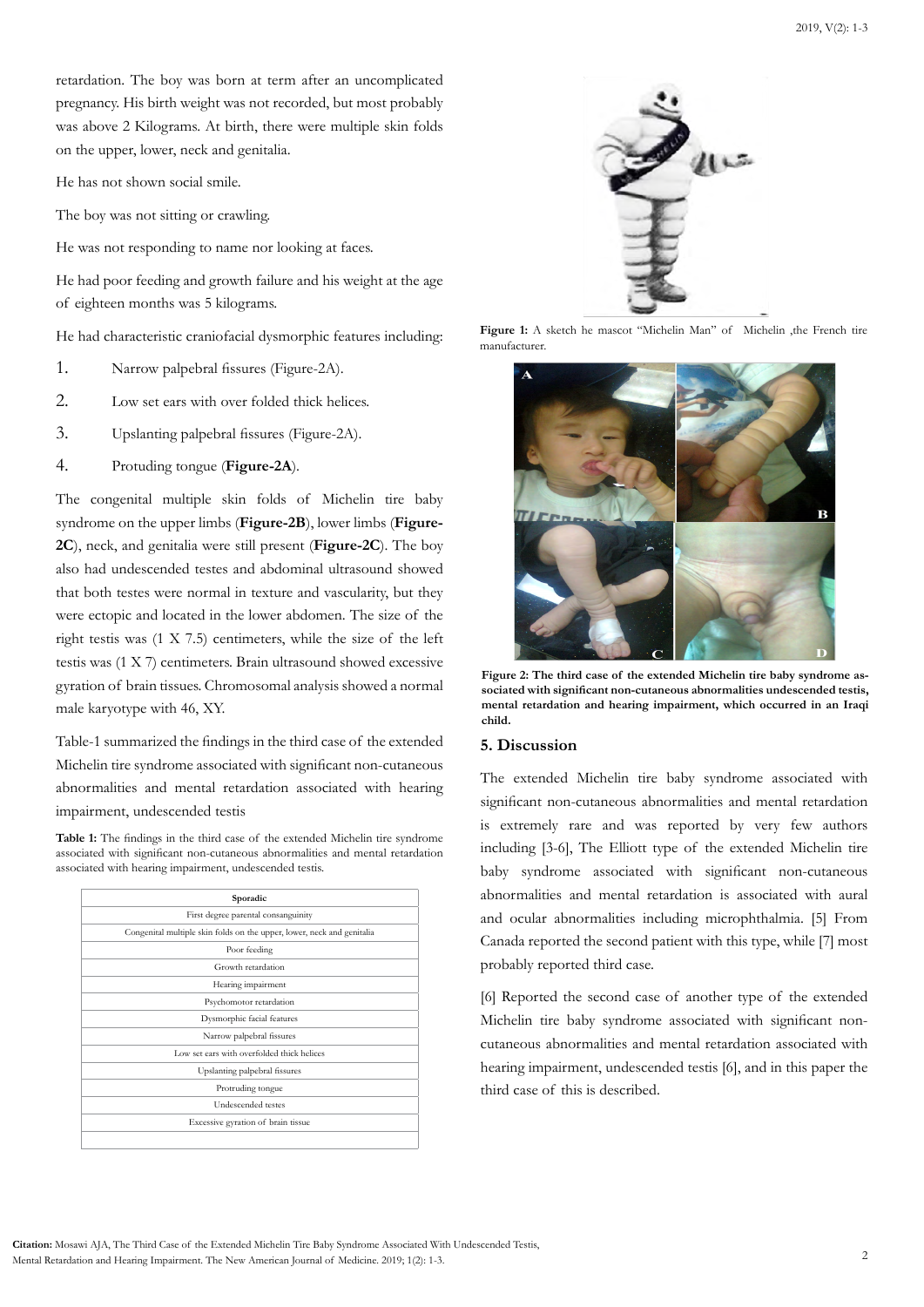retardation. The boy was born at term after an uncomplicated pregnancy. His birth weight was not recorded, but most probably was above 2 Kilograms. At birth, there were multiple skin folds on the upper, lower, neck and genitalia.

He has not shown social smile.

The boy was not sitting or crawling.

He was not responding to name nor looking at faces.

He had poor feeding and growth failure and his weight at the age of eighteen months was 5 kilograms.

He had characteristic craniofacial dysmorphic features including:

1. Narrow palpebral fissures (Figure-2A).
2. Low set ears with over folded thick helices.
3. Upslanting palpebral fissures (Figure-2A).
4. Protuding tongue (**Figure-2A**).

The congenital multiple skin folds of Michelin tire baby syndrome on the upper limbs (**Figure-2B**), lower limbs (**Figure-2C**), neck, and genitalia were still present (**Figure-2C**). The boy also had undescended testes and abdominal ultrasound showed that both testes were normal in texture and vascularity, but they were ectopic and located in the lower abdomen. The size of the right testis was (1 X 7.5) centimeters, while the size of the left testis was (1 X 7) centimeters. Brain ultrasound showed excessive gyration of brain tissues. Chromosomal analysis showed a normal male karyotype with 46, XY.

Table-1 summarized the findings in the third case of the extended Michelin tire syndrome associated with significant non-cutaneous abnormalities and mental retardation associated with hearing impairment, undescended testis

**Table 1:** The findings in the third case of the extended Michelin tire syndrome associated with significant non-cutaneous abnormalities and mental retardation associated with hearing impairment, undescended testis.

| Sporadic |
| --- |
| First degree parental consanguinity |
| Congenital multiple skin folds on the upper, lower, neck and genitalia |
| Poor feeding |
| Growth retardation |
| Hearing impairment |
| Psychomotor retardation |
| Dysmorphic facial features |
| Narrow palpebral fissures |
| Low set ears with overfolded thick helices |
| Upslanting palpebral fissures |
| Protruding tongue |
| Undescended testes |
| Excessive gyration of brain tissue |
| |

**Figure 1:** A sketch he mascot "Michelin Man" of Michelin ,the French tire manufacturer.

**Figure 2: The third case of the extended Michelin tire baby syndrome associated with significant non-cutaneous abnormalities undescended testis, mental retardation and hearing impairment, which occurred in an Iraqi child.**

## 5. Discussion

The extended Michelin tire baby syndrome associated with significant non-cutaneous abnormalities and mental retardation is extremely rare and was reported by very few authors including [3-6], The Elliott type of the extended Michelin tire baby syndrome associated with significant non-cutaneous abnormalities and mental retardation is associated with aural and ocular abnormalities including microphthalmia. [5] From Canada reported the second patient with this type, while [7] most probably reported third case.

[6] Reported the second case of another type of the extended Michelin tire baby syndrome associated with significant non-cutaneous abnormalities and mental retardation associated with hearing impairment, undescended testis [6], and in this paper the third case of this is described.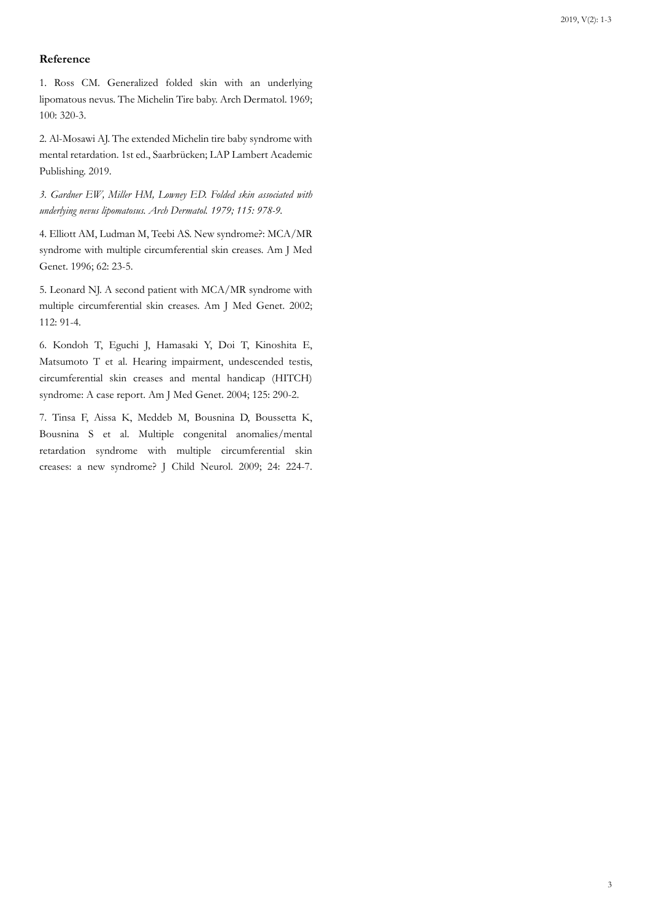**Reference**

1. Ross CM. Generalized folded skin with an underlying lipomatous nevus. The Michelin Tire baby. Arch Dermatol. 1969; 100: 320-3.

2. Al-Mosawi AJ. The extended Michelin tire baby syndrome with mental retardation. 1st ed., Saarbrücken; LAP Lambert Academic Publishing. 2019.

*3. Gardner EW, Miller HM, Lowney ED. Folded skin associated with underlying nevus lipomatosus. Arch Dermatol. 1979; 115: 978-9.*

4. Elliott AM, Ludman M, Teebi AS. New syndrome?: MCA/MR syndrome with multiple circumferential skin creases. Am J Med Genet. 1996; 62: 23-5.

5. Leonard NJ. A second patient with MCA/MR syndrome with multiple circumferential skin creases. Am J Med Genet. 2002; 112: 91-4.

6. Kondoh T, Eguchi J, Hamasaki Y, Doi T, Kinoshita E, Matsumoto T et al. Hearing impairment, undescended testis, circumferential skin creases and mental handicap (HITCH) syndrome: A case report. Am J Med Genet. 2004; 125: 290-2.

7. Tinsa F, Aissa K, Meddeb M, Bousnina D, Boussetta K, Bousnina S et al. Multiple congenital anomalies/mental retardation syndrome with multiple circumferential skin creases: a new syndrome? J Child Neurol. 2009; 24: 224-7.